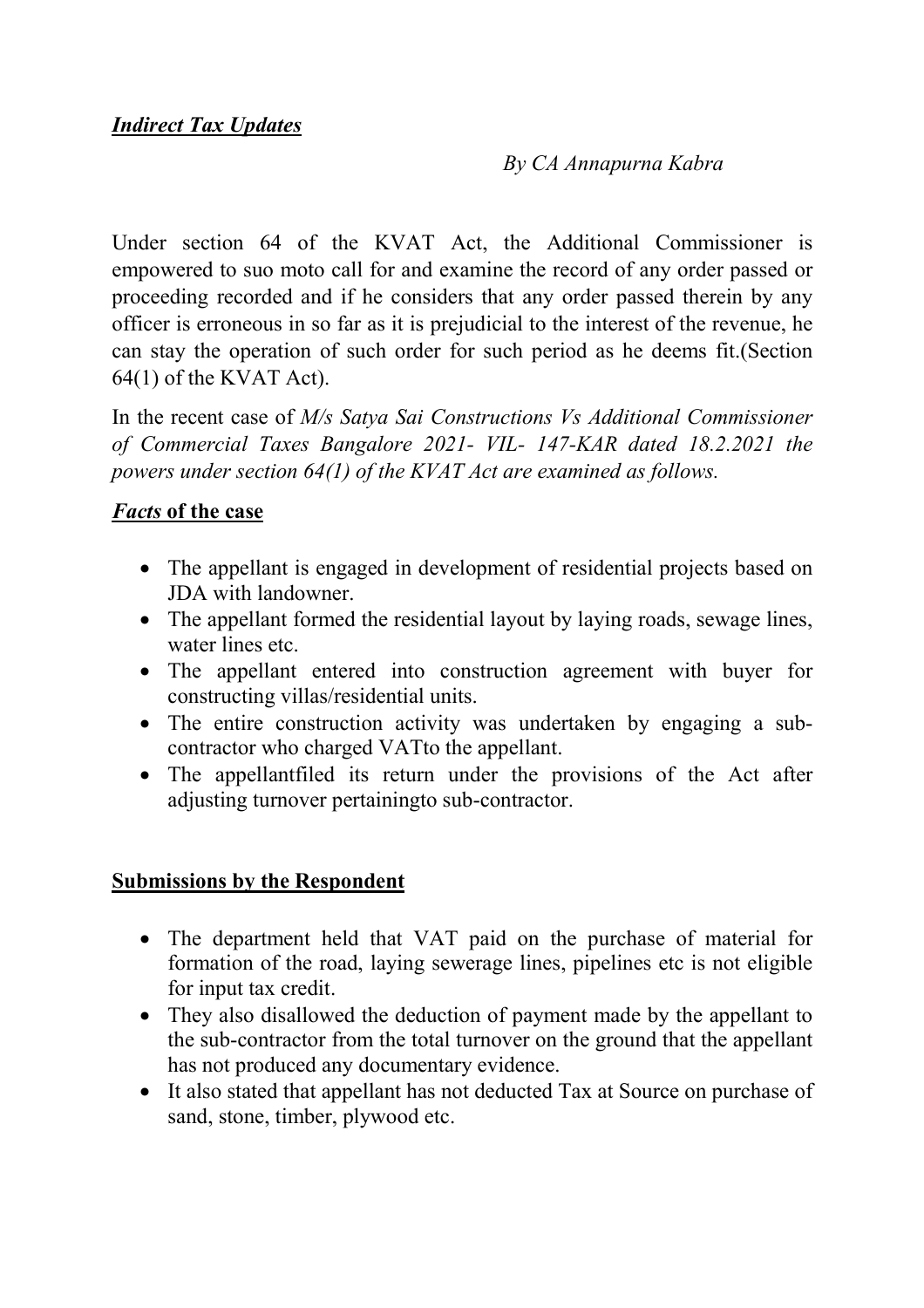***Indirect Tax Updates***

*By CA Annapurna Kabra*

Under section 64 of the KVAT Act, the Additional Commissioner is empowered to suo moto call for and examine the record of any order passed or proceeding recorded and if he considers that any order passed therein by any officer is erroneous in so far as it is prejudicial to the interest of the revenue, he can stay the operation of such order for such period as he deems fit.(Section 64(1) of the KVAT Act).

In the recent case of *M/s Satya Sai Constructions Vs Additional Commissioner of Commercial Taxes Bangalore 2021- VIL- 147-KAR dated 18.2.2021 the powers under section 64(1) of the KVAT Act are examined as follows.*

***Facts* of the case**

- The appellant is engaged in development of residential projects based on JDA with landowner.
- The appellant formed the residential layout by laying roads, sewage lines, water lines etc.
- The appellant entered into construction agreement with buyer for constructing villas/residential units.
- The entire construction activity was undertaken by engaging a sub-contractor who charged VATto the appellant.
- The appellantfiled its return under the provisions of the Act after adjusting turnover pertainingto sub-contractor.

**Submissions by the Respondent**

- The department held that VAT paid on the purchase of material for formation of the road, laying sewerage lines, pipelines etc is not eligible for input tax credit.
- They also disallowed the deduction of payment made by the appellant to the sub-contractor from the total turnover on the ground that the appellant has not produced any documentary evidence.
- It also stated that appellant has not deducted Tax at Source on purchase of sand, stone, timber, plywood etc.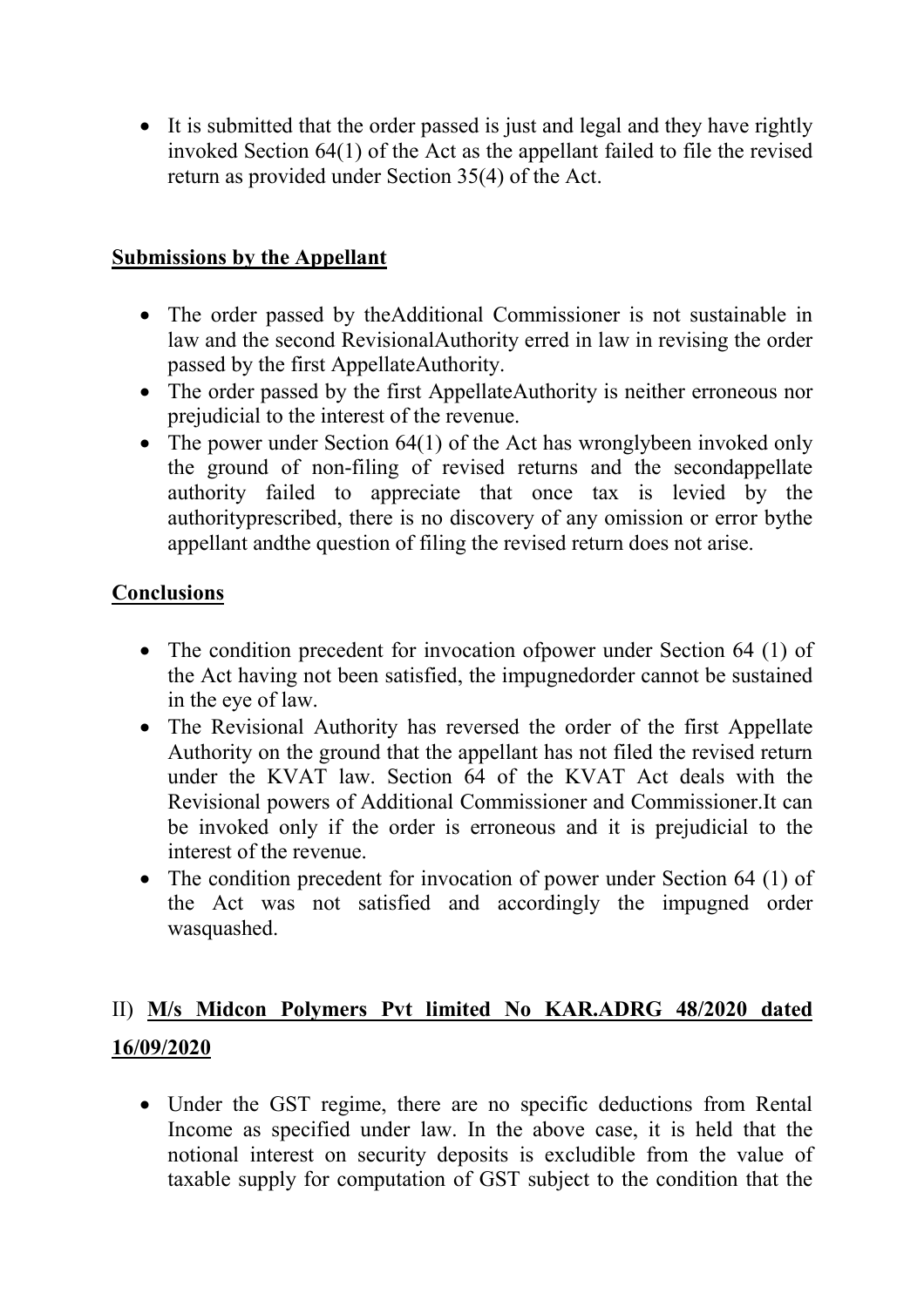- It is submitted that the order passed is just and legal and they have rightly invoked Section 64(1) of the Act as the appellant failed to file the revised return as provided under Section 35(4) of the Act.

**Submissions by the Appellant**

- The order passed by theAdditional Commissioner is not sustainable in law and the second RevisionalAuthority erred in law in revising the order passed by the first AppellateAuthority.
- The order passed by the first AppellateAuthority is neither erroneous nor prejudicial to the interest of the revenue.
- The power under Section 64(1) of the Act has wronglybeen invoked only the ground of non-filing of revised returns and the secondappellate authority failed to appreciate that once tax is levied by the authorityprescribed, there is no discovery of any omission or error bythe appellant andthe question of filing the revised return does not arise.

**Conclusions**

- The condition precedent for invocation ofpower under Section 64 (1) of the Act having not been satisfied, the impugnedorder cannot be sustained in the eye of law.
- The Revisional Authority has reversed the order of the first Appellate Authority on the ground that the appellant has not filed the revised return under the KVAT law. Section 64 of the KVAT Act deals with the Revisional powers of Additional Commissioner and Commissioner.It can be invoked only if the order is erroneous and it is prejudicial to the interest of the revenue.
- The condition precedent for invocation of power under Section 64 (1) of the Act was not satisfied and accordingly the impugned order wasquashed.

II) **M/s Midcon Polymers Pvt limited No KAR.ADRG 48/2020 dated 16/09/2020**

- Under the GST regime, there are no specific deductions from Rental Income as specified under law. In the above case, it is held that the notional interest on security deposits is excludible from the value of taxable supply for computation of GST subject to the condition that the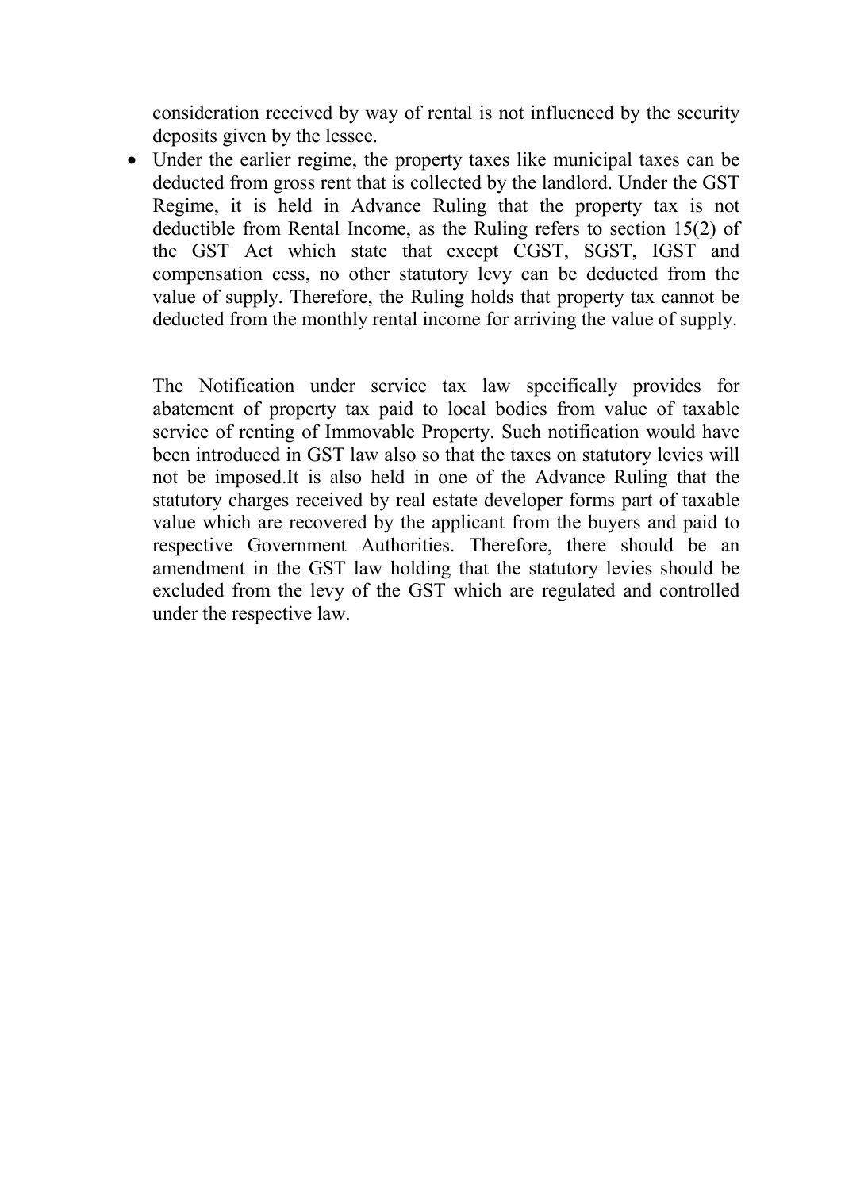consideration received by way of rental is not influenced by the security deposits given by the lessee.

- Under the earlier regime, the property taxes like municipal taxes can be deducted from gross rent that is collected by the landlord. Under the GST Regime, it is held in Advance Ruling that the property tax is not deductible from Rental Income, as the Ruling refers to section 15(2) of the GST Act which state that except CGST, SGST, IGST and compensation cess, no other statutory levy can be deducted from the value of supply. Therefore, the Ruling holds that property tax cannot be deducted from the monthly rental income for arriving the value of supply.

  The Notification under service tax law specifically provides for abatement of property tax paid to local bodies from value of taxable service of renting of Immovable Property. Such notification would have been introduced in GST law also so that the taxes on statutory levies will not be imposed.It is also held in one of the Advance Ruling that the statutory charges received by real estate developer forms part of taxable value which are recovered by the applicant from the buyers and paid to respective Government Authorities. Therefore, there should be an amendment in the GST law holding that the statutory levies should be excluded from the levy of the GST which are regulated and controlled under the respective law.